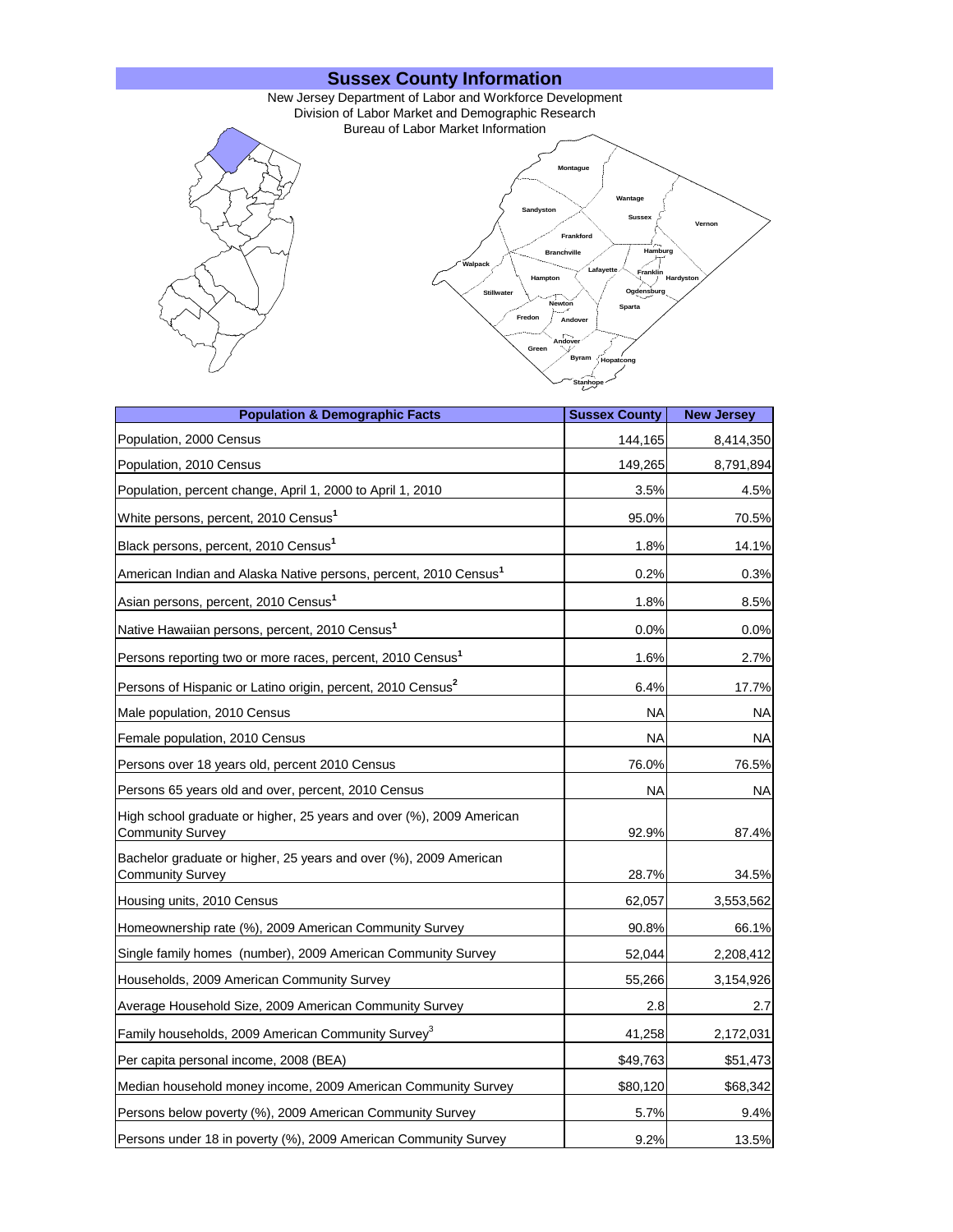# Sussex County Information

New Jersey Department of Labor and Workforce Development
Division of Labor Market and Demographic Research
Bureau of Labor Market Information

Montague
Sandyston
Wantage
Sussex
Vernon
Frankford
Branchville
Hamburg
Walpack
Lafayette
Franklin
Hampton
Hardyston
Stillwater
Ogdensburg
Newton
Sparta
Fredon
Andover
Andover
Green
Byram
Hopatcong
Stanhope

| Population & Demographic Facts | Sussex County | New Jersey |
|---|---|---|
| Population, 2000 Census | 144,165 | 8,414,350 |
| Population, 2010 Census | 149,265 | 8,791,894 |
| Population, percent change, April 1, 2000 to April 1, 2010 | 3.5% | 4.5% |
| White persons, percent, 2010 Census[1] | 95.0% | 70.5% |
| Black persons, percent, 2010 Census[1] | 1.8% | 14.1% |
| American Indian and Alaska Native persons, percent, 2010 Census[1] | 0.2% | 0.3% |
| Asian persons, percent, 2010 Census[1] | 1.8% | 8.5% |
| Native Hawaiian persons, percent, 2010 Census[1] | 0.0% | 0.0% |
| Persons reporting two or more races, percent, 2010 Census[1] | 1.6% | 2.7% |
| Persons of Hispanic or Latino origin, percent, 2010 Census[2] | 6.4% | 17.7% |
| Male population, 2010 Census | NA | NA |
| Female population, 2010 Census | NA | NA |
| Persons over 18 years old, percent 2010 Census | 76.0% | 76.5% |
| Persons 65 years old and over, percent, 2010 Census | NA | NA |
| High school graduate or higher, 25 years and over (%), 2009 American Community Survey | 92.9% | 87.4% |
| Bachelor graduate or higher, 25 years and over (%), 2009 American Community Survey | 28.7% | 34.5% |
| Housing units, 2010 Census | 62,057 | 3,553,562 |
| Homeownership rate (%), 2009 American Community Survey | 90.8% | 66.1% |
| Single family homes (number), 2009 American Community Survey | 52,044 | 2,208,412 |
| Households, 2009 American Community Survey | 55,266 | 3,154,926 |
| Average Household Size, 2009 American Community Survey | 2.8 | 2.7 |
| Family households, 2009 American Community Survey[3] | 41,258 | 2,172,031 |
| Per capita personal income, 2008 (BEA) | $49,763 | $51,473 |
| Median household money income, 2009 American Community Survey | $80,120 | $68,342 |
| Persons below poverty (%), 2009 American Community Survey | 5.7% | 9.4% |
| Persons under 18 in poverty (%), 2009 American Community Survey | 9.2% | 13.5% |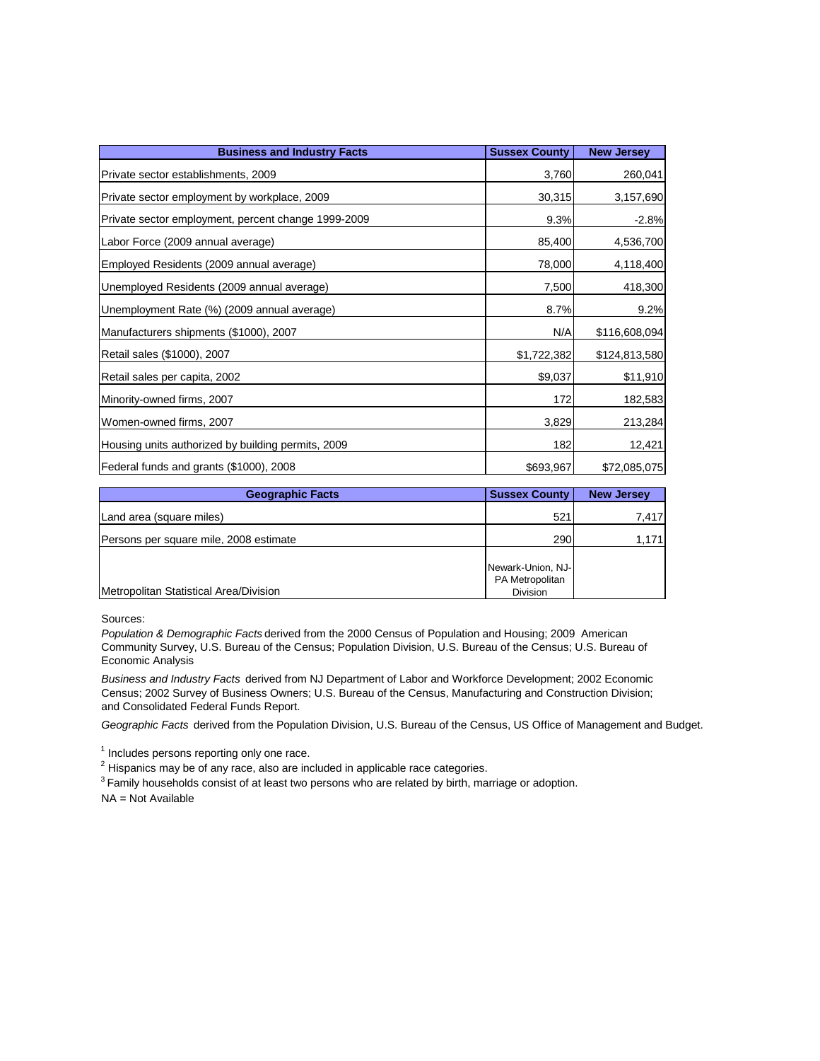| Business and Industry Facts | Sussex County | New Jersey |
|---|---|---|
| Private sector establishments, 2009 | 3,760 | 260,041 |
| Private sector employment by workplace, 2009 | 30,315 | 3,157,690 |
| Private sector employment, percent change 1999-2009 | 9.3% | -2.8% |
| Labor Force (2009 annual average) | 85,400 | 4,536,700 |
| Employed Residents (2009 annual average) | 78,000 | 4,118,400 |
| Unemployed Residents (2009 annual average) | 7,500 | 418,300 |
| Unemployment Rate (%) (2009 annual average) | 8.7% | 9.2% |
| Manufacturers shipments ($1000), 2007 | N/A | $116,608,094 |
| Retail sales ($1000), 2007 | $1,722,382 | $124,813,580 |
| Retail sales per capita, 2002 | $9,037 | $11,910 |
| Minority-owned firms, 2007 | 172 | 182,583 |
| Women-owned firms, 2007 | 3,829 | 213,284 |
| Housing units authorized by building permits, 2009 | 182 | 12,421 |
| Federal funds and grants ($1000), 2008 | $693,967 | $72,085,075 |

| Geographic Facts | Sussex County | New Jersey |
|---|---|---|
| Land area (square miles) | 521 | 7,417 |
| Persons per square mile, 2008 estimate | 290 | 1,171 |
| Metropolitan Statistical Area/Division | Newark-Union, NJ-PA Metropolitan Division | |

Sources:

*Population & Demographic Facts* derived from the 2000 Census of Population and Housing; 2009 American Community Survey, U.S. Bureau of the Census; Population Division, U.S. Bureau of the Census; U.S. Bureau of Economic Analysis

*Business and Industry Facts* derived from NJ Department of Labor and Workforce Development; 2002 Economic Census; 2002 Survey of Business Owners; U.S. Bureau of the Census, Manufacturing and Construction Division; and Consolidated Federal Funds Report.

*Geographic Facts* derived from the Population Division, U.S. Bureau of the Census, US Office of Management and Budget.

[1] Includes persons reporting only one race.

[2] Hispanics may be of any race, also are included in applicable race categories.

[3] Family households consist of at least two persons who are related by birth, marriage or adoption.

NA = Not Available